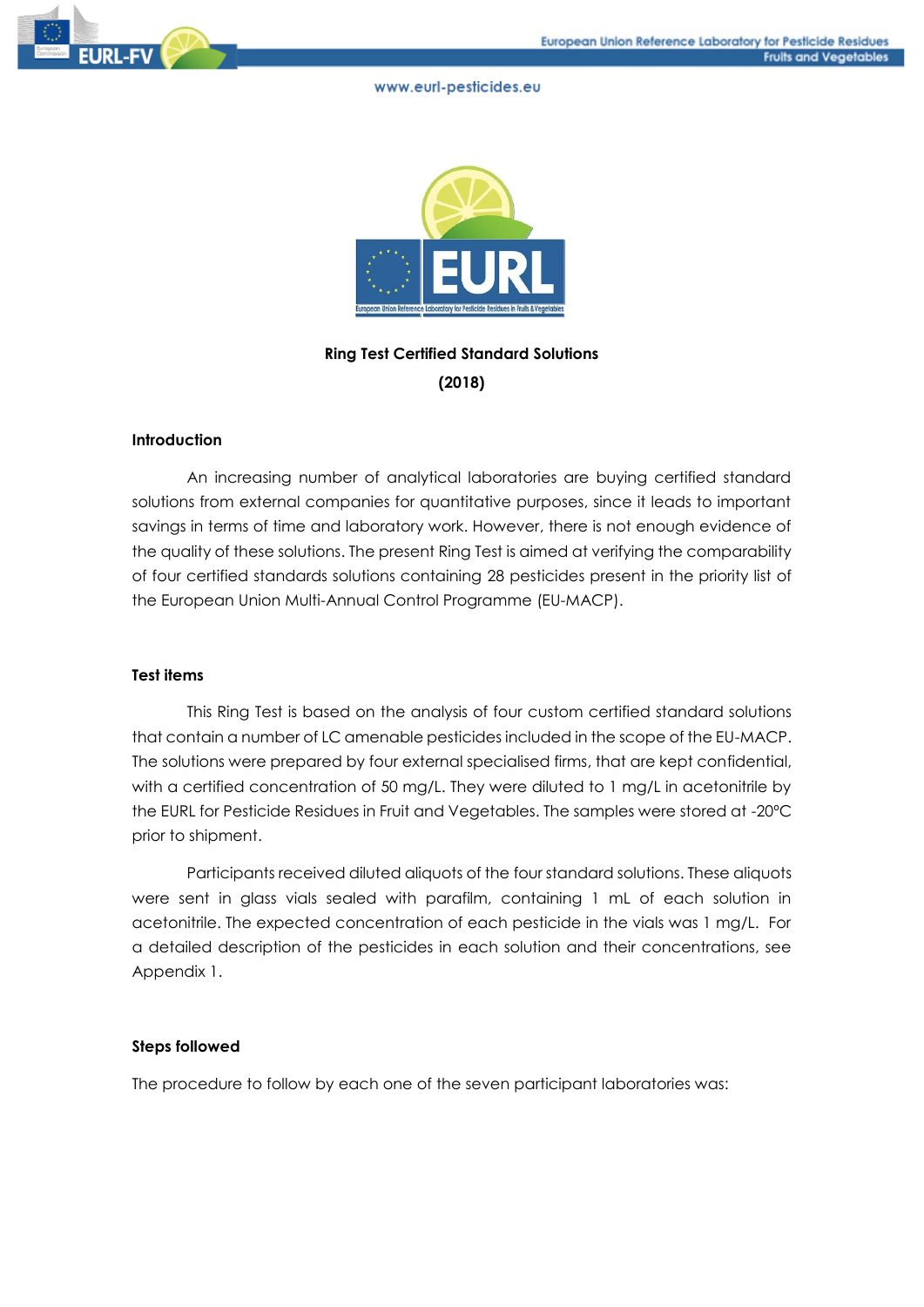# Ring Test Certified Standard Solutions

**(2018)**

## Introduction

An increasing number of analytical laboratories are buying certified standard solutions from external companies for quantitative purposes, since it leads to important savings in terms of time and laboratory work. However, there is not enough evidence of the quality of these solutions. The present Ring Test is aimed at verifying the comparability of four certified standards solutions containing 28 pesticides present in the priority list of the European Union Multi-Annual Control Programme (EU-MACP).

## Test items

This Ring Test is based on the analysis of four custom certified standard solutions that contain a number of LC amenable pesticides included in the scope of the EU-MACP. The solutions were prepared by four external specialised firms, that are kept confidential, with a certified concentration of 50 mg/L. They were diluted to 1 mg/L in acetonitrile by the EURL for Pesticide Residues in Fruit and Vegetables. The samples were stored at -20ºC prior to shipment.

Participants received diluted aliquots of the four standard solutions. These aliquots were sent in glass vials sealed with parafilm, containing 1 mL of each solution in acetonitrile. The expected concentration of each pesticide in the vials was 1 mg/L. For a detailed description of the pesticides in each solution and their concentrations, see Appendix 1.

## Steps followed

The procedure to follow by each one of the seven participant laboratories was: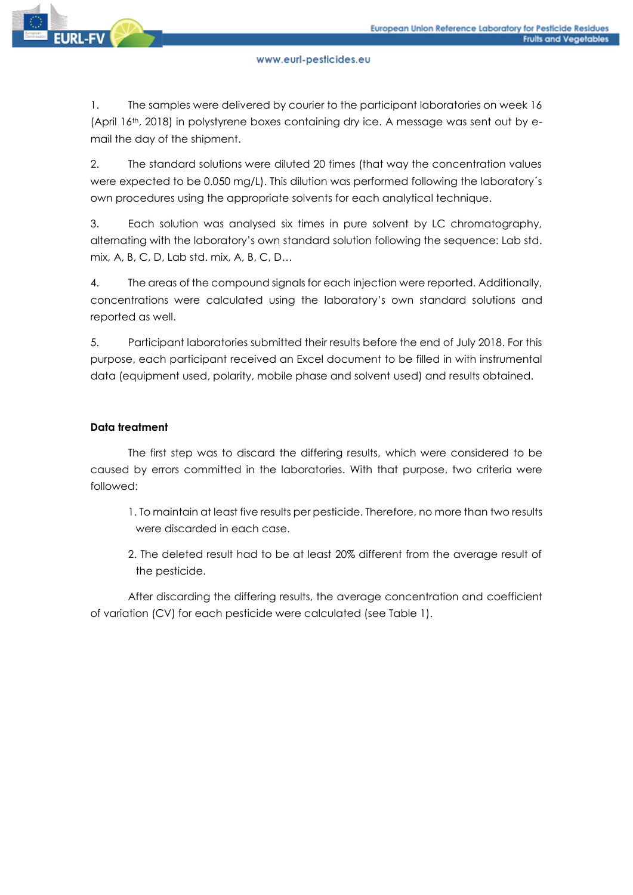1. The samples were delivered by courier to the participant laboratories on week 16 (April 16th, 2018) in polystyrene boxes containing dry ice. A message was sent out by e-mail the day of the shipment.

2. The standard solutions were diluted 20 times (that way the concentration values were expected to be 0.050 mg/L). This dilution was performed following the laboratory´s own procedures using the appropriate solvents for each analytical technique.

3. Each solution was analysed six times in pure solvent by LC chromatography, alternating with the laboratory's own standard solution following the sequence: Lab std. mix, A, B, C, D, Lab std. mix, A, B, C, D…

4. The areas of the compound signals for each injection were reported. Additionally, concentrations were calculated using the laboratory's own standard solutions and reported as well.

5. Participant laboratories submitted their results before the end of July 2018. For this purpose, each participant received an Excel document to be filled in with instrumental data (equipment used, polarity, mobile phase and solvent used) and results obtained.

**Data treatment**

The first step was to discard the differing results, which were considered to be caused by errors committed in the laboratories. With that purpose, two criteria were followed:

1. To maintain at least five results per pesticide. Therefore, no more than two results were discarded in each case.
2. The deleted result had to be at least 20% different from the average result of the pesticide.

After discarding the differing results, the average concentration and coefficient of variation (CV) for each pesticide were calculated (see Table 1).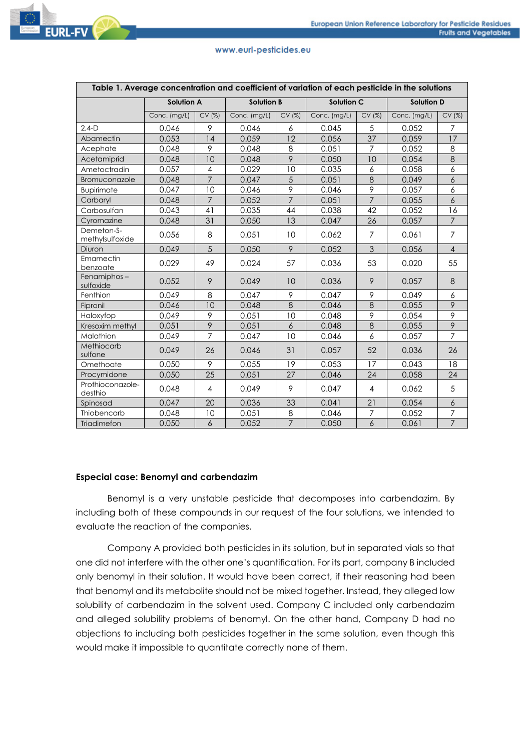| Table 1. Average concentration and coefficient of variation of each pesticide in the solutions | | | | | | | | |
|---|---|---|---|---|---|---|---|---|
| | Solution A | | Solution B | | Solution C | | Solution D | |
| | Conc. (mg/L) | CV (%) | Conc. (mg/L) | CV (%) | Conc. (mg/L) | CV (%) | Conc. (mg/L) | CV (%) |
| 2,4-D | 0.046 | 9 | 0.046 | 6 | 0.045 | 5 | 0.052 | 7 |
| Abamectin | 0.053 | 14 | 0.059 | 12 | 0.056 | 37 | 0.059 | 17 |
| Acephate | 0.048 | 9 | 0.048 | 8 | 0.051 | 7 | 0.052 | 8 |
| Acetamiprid | 0.048 | 10 | 0.048 | 9 | 0.050 | 10 | 0.054 | 8 |
| Ametoctradin | 0.057 | 4 | 0.029 | 10 | 0.035 | 6 | 0.058 | 6 |
| Bromuconazole | 0.048 | 7 | 0.047 | 5 | 0.051 | 8 | 0.049 | 6 |
| Bupirimate | 0.047 | 10 | 0.046 | 9 | 0.046 | 9 | 0.057 | 6 |
| Carbaryl | 0.048 | 7 | 0.052 | 7 | 0.051 | 7 | 0.055 | 6 |
| Carbosulfan | 0.043 | 41 | 0.035 | 44 | 0.038 | 42 | 0.052 | 16 |
| Cyromazine | 0.048 | 31 | 0.050 | 13 | 0.047 | 26 | 0.057 | 7 |
| Demeton-S-methylsulfoxide | 0.056 | 8 | 0.051 | 10 | 0.062 | 7 | 0.061 | 7 |
| Diuron | 0.049 | 5 | 0.050 | 9 | 0.052 | 3 | 0.056 | 4 |
| Emamectin benzoate | 0.029 | 49 | 0.024 | 57 | 0.036 | 53 | 0.020 | 55 |
| Fenamiphos – sulfoxide | 0.052 | 9 | 0.049 | 10 | 0.036 | 9 | 0.057 | 8 |
| Fenthion | 0.049 | 8 | 0.047 | 9 | 0.047 | 9 | 0.049 | 6 |
| Fipronil | 0.046 | 10 | 0.048 | 8 | 0.046 | 8 | 0.055 | 9 |
| Haloxyfop | 0.049 | 9 | 0.051 | 10 | 0.048 | 9 | 0.054 | 9 |
| Kresoxim methyl | 0.051 | 9 | 0.051 | 6 | 0.048 | 8 | 0.055 | 9 |
| Malathion | 0.049 | 7 | 0.047 | 10 | 0.046 | 6 | 0.057 | 7 |
| Methiocarb sulfone | 0.049 | 26 | 0.046 | 31 | 0.057 | 52 | 0.036 | 26 |
| Omethoate | 0.050 | 9 | 0.055 | 19 | 0.053 | 17 | 0.043 | 18 |
| Procymidone | 0.050 | 25 | 0.051 | 27 | 0.046 | 24 | 0.058 | 24 |
| Prothioconazole-desthio | 0.048 | 4 | 0.049 | 9 | 0.047 | 4 | 0.062 | 5 |
| Spinosad | 0.047 | 20 | 0.036 | 33 | 0.041 | 21 | 0.054 | 6 |
| Thiobencarb | 0.048 | 10 | 0.051 | 8 | 0.046 | 7 | 0.052 | 7 |
| Triadimefon | 0.050 | 6 | 0.052 | 7 | 0.050 | 6 | 0.061 | 7 |

**Especial case: Benomyl and carbendazim**

Benomyl is a very unstable pesticide that decomposes into carbendazim. By including both of these compounds in our request of the four solutions, we intended to evaluate the reaction of the companies.

Company A provided both pesticides in its solution, but in separated vials so that one did not interfere with the other one's quantification. For its part, company B included only benomyl in their solution. It would have been correct, if their reasoning had been that benomyl and its metabolite should not be mixed together. Instead, they alleged low solubility of carbendazim in the solvent used. Company C included only carbendazim and alleged solubility problems of benomyl. On the other hand, Company D had no objections to including both pesticides together in the same solution, even though this would make it impossible to quantitate correctly none of them.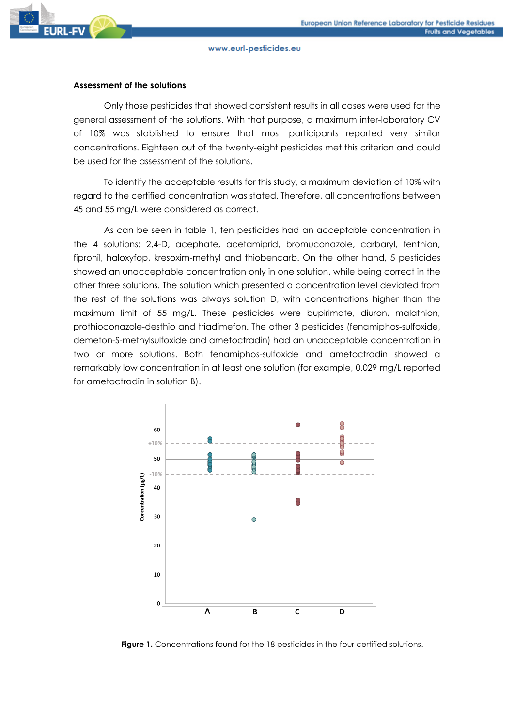### Assessment of the solutions

Only those pesticides that showed consistent results in all cases were used for the general assessment of the solutions. With that purpose, a maximum inter-laboratory CV of 10% was stablished to ensure that most participants reported very similar concentrations. Eighteen out of the twenty-eight pesticides met this criterion and could be used for the assessment of the solutions.

To identify the acceptable results for this study, a maximum deviation of 10% with regard to the certified concentration was stated. Therefore, all concentrations between 45 and 55 mg/L were considered as correct.

As can be seen in table 1, ten pesticides had an acceptable concentration in the 4 solutions: 2,4-D, acephate, acetamiprid, bromuconazole, carbaryl, fenthion, fipronil, haloxyfop, kresoxim-methyl and thiobencarb. On the other hand, 5 pesticides showed an unacceptable concentration only in one solution, while being correct in the other three solutions. The solution which presented a concentration level deviated from the rest of the solutions was always solution D, with concentrations higher than the maximum limit of 55 mg/L. These pesticides were bupirimate, diuron, malathion, prothioconazole-desthio and triadimefon. The other 3 pesticides (fenamiphos-sulfoxide, demeton-S-methylsulfoxide and ametoctradin) had an unacceptable concentration in two or more solutions. Both fenamiphos-sulfoxide and ametoctradin showed a remarkably low concentration in at least one solution (for example, 0.029 mg/L reported for ametoctradin in solution B).

**Figure 1.** Concentrations found for the 18 pesticides in the four certified solutions.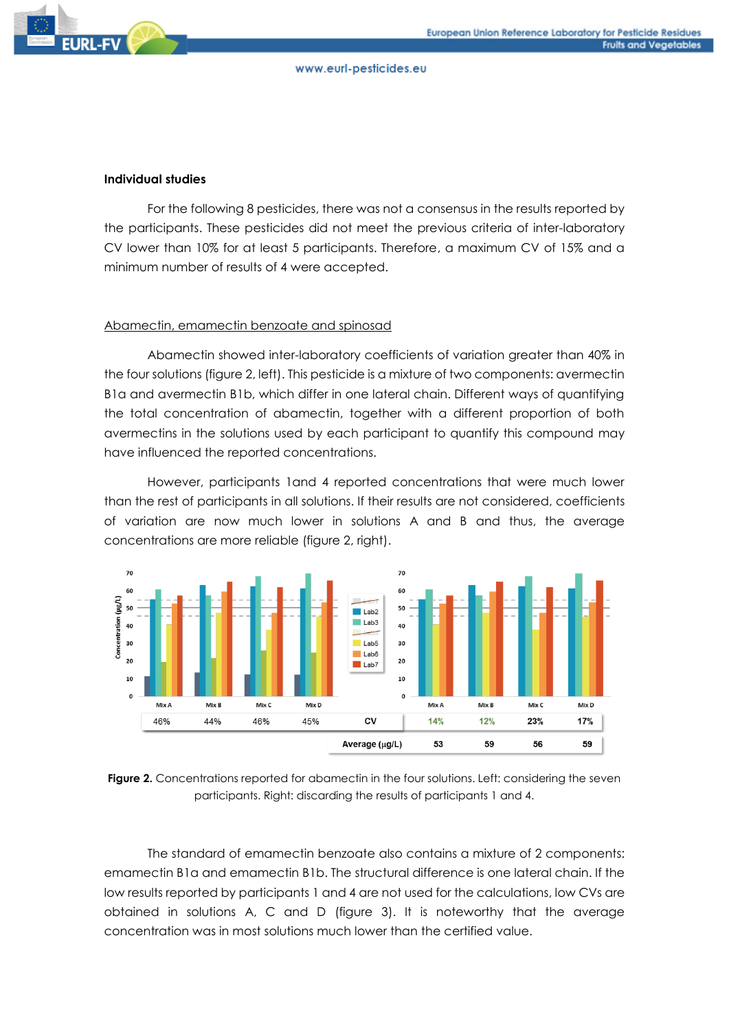**Individual studies**

For the following 8 pesticides, there was not a consensus in the results reported by the participants. These pesticides did not meet the previous criteria of inter-laboratory CV lower than 10% for at least 5 participants. Therefore, a maximum CV of 15% and a minimum number of results of 4 were accepted.

<u>Abamectin, emamectin benzoate and spinosad</u>

Abamectin showed inter-laboratory coefficients of variation greater than 40% in the four solutions (figure 2, left). This pesticide is a mixture of two components: avermectin B1a and avermectin B1b, which differ in one lateral chain. Different ways of quantifying the total concentration of abamectin, together with a different proportion of both avermectins in the solutions used by each participant to quantify this compound may have influenced the reported concentrations.

However, participants 1and 4 reported concentrations that were much lower than the rest of participants in all solutions. If their results are not considered, coefficients of variation are now much lower in solutions A and B and thus, the average concentrations are more reliable (figure 2, right).

| | Mix A | Mix B | Mix C | Mix D |
|---|---|---|---|---|
| CV (seven participants) | 46% | 44% | 46% | 45% |
| CV (discarding participants 1 and 4) | 14% | 12% | 23% | 17% |
| Average (µg/L) | 53 | 59 | 56 | 59 |

**Figure 2.** Concentrations reported for abamectin in the four solutions. Left: considering the seven participants. Right: discarding the results of participants 1 and 4.

The standard of emamectin benzoate also contains a mixture of 2 components: emamectin B1a and emamectin B1b. The structural difference is one lateral chain. If the low results reported by participants 1 and 4 are not used for the calculations, low CVs are obtained in solutions A, C and D (figure 3). It is noteworthy that the average concentration was in most solutions much lower than the certified value.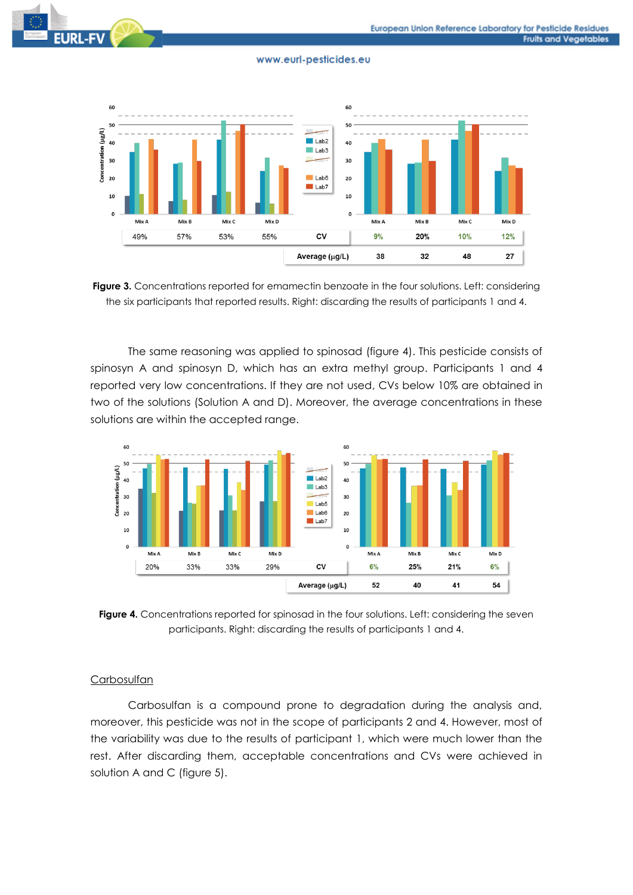| | Mix A | Mix B | Mix C | Mix D |
|---|---|---|---|---|
| CV (left) | 49% | 57% | 53% | 55% |
| CV (right) | 9% | 20% | 10% | 12% |
| Average (µg/L) | 38 | 32 | 48 | 27 |

**Figure 3.** Concentrations reported for emamectin benzoate in the four solutions. Left: considering the six participants that reported results. Right: discarding the results of participants 1 and 4.

The same reasoning was applied to spinosad (figure 4). This pesticide consists of spinosyn A and spinosyn D, which has an extra methyl group. Participants 1 and 4 reported very low concentrations. If they are not used, CVs below 10% are obtained in two of the solutions (Solution A and D). Moreover, the average concentrations in these solutions are within the accepted range.

| | Mix A | Mix B | Mix C | Mix D |
|---|---|---|---|---|
| CV (left) | 20% | 33% | 33% | 29% |
| CV (right) | 6% | 25% | 21% | 6% |
| Average (µg/L) | 52 | 40 | 41 | 54 |

**Figure 4.** Concentrations reported for spinosad in the four solutions. Left: considering the seven participants. Right: discarding the results of participants 1 and 4.

<u>Carbosulfan</u>

Carbosulfan is a compound prone to degradation during the analysis and, moreover, this pesticide was not in the scope of participants 2 and 4. However, most of the variability was due to the results of participant 1, which were much lower than the rest. After discarding them, acceptable concentrations and CVs were achieved in solution A and C (figure 5).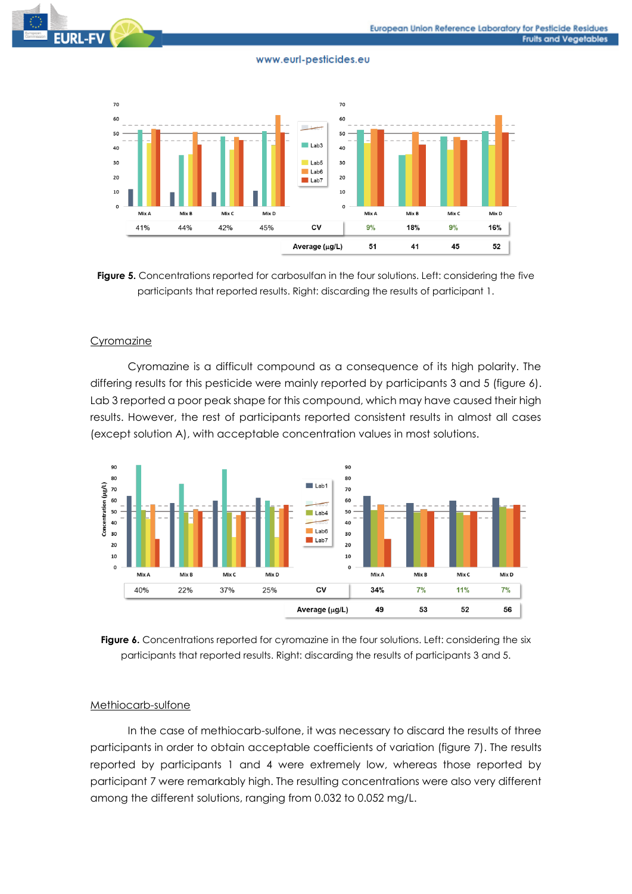| | Mix A | Mix B | Mix C | Mix D |
|---|---|---|---|---|
| CV | 41% | 44% | 42% | 45% |
| CV | 9% | 18% | 9% | 16% |
| Average (µg/L) | 51 | 41 | 45 | 52 |

**Figure 5.** Concentrations reported for carbosulfan in the four solutions. Left: considering the five participants that reported results. Right: discarding the results of participant 1.

## Cyromazine

Cyromazine is a difficult compound as a consequence of its high polarity. The differing results for this pesticide were mainly reported by participants 3 and 5 (figure 6). Lab 3 reported a poor peak shape for this compound, which may have caused their high results. However, the rest of participants reported consistent results in almost all cases (except solution A), with acceptable concentration values in most solutions.

| | Mix A | Mix B | Mix C | Mix D |
|---|---|---|---|---|
| CV | 40% | 22% | 37% | 25% |
| CV | 34% | 7% | 11% | 7% |
| Average (µg/L) | 49 | 53 | 52 | 56 |

**Figure 6.** Concentrations reported for cyromazine in the four solutions. Left: considering the six participants that reported results. Right: discarding the results of participants 3 and 5.

## Methiocarb-sulfone

In the case of methiocarb-sulfone, it was necessary to discard the results of three participants in order to obtain acceptable coefficients of variation (figure 7). The results reported by participants 1 and 4 were extremely low, whereas those reported by participant 7 were remarkably high. The resulting concentrations were also very different among the different solutions, ranging from 0.032 to 0.052 mg/L.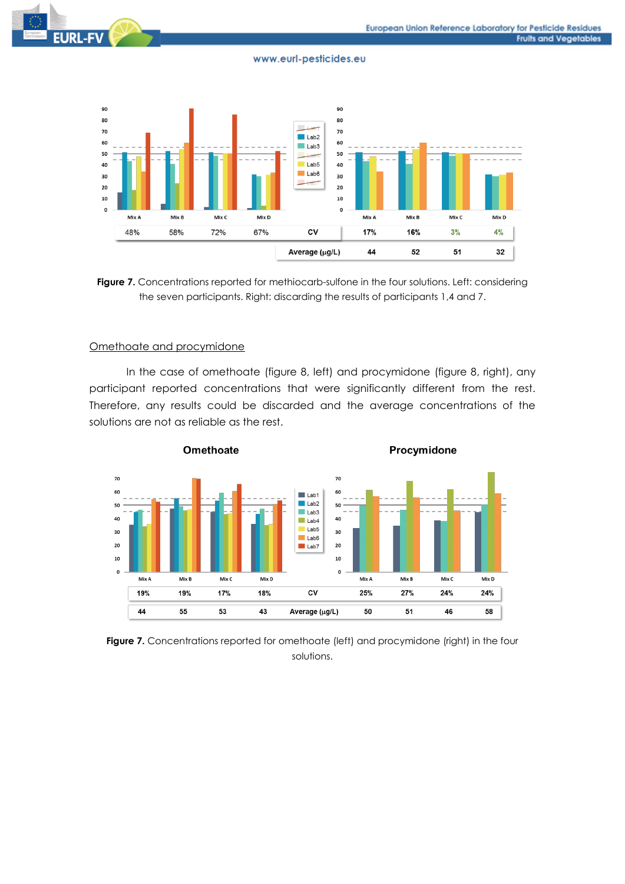| Mix A | Mix B | Mix C | Mix D | CV | Mix A | Mix B | Mix C | Mix D |
|---|---|---|---|---|---|---|---|---|
| 48% | 58% | 72% | 67% | CV | 17% | 16% | 3% | 4% |
| | | | | Average (µg/L) | 44 | 52 | 51 | 32 |

**Figure 7.** Concentrations reported for methiocarb-sulfone in the four solutions. Left: considering the seven participants. Right: discarding the results of participants 1,4 and 7.

Omethoate and procymidone

In the case of omethoate (figure 8, left) and procymidone (figure 8, right), any participant reported concentrations that were significantly different from the rest. Therefore, any results could be discarded and the average concentrations of the solutions are not as reliable as the rest.

| | Omethoate | | | | | Procymidone | | | |
|---|---|---|---|---|---|---|---|---|---|
| | Mix A | Mix B | Mix C | Mix D | | Mix A | Mix B | Mix C | Mix D |
| CV | 19% | 19% | 17% | 18% | CV | 25% | 27% | 24% | 24% |
| Average (µg/L) | 44 | 55 | 53 | 43 | Average (µg/L) | 50 | 51 | 46 | 58 |

**Figure 7.** Concentrations reported for omethoate (left) and procymidone (right) in the four solutions.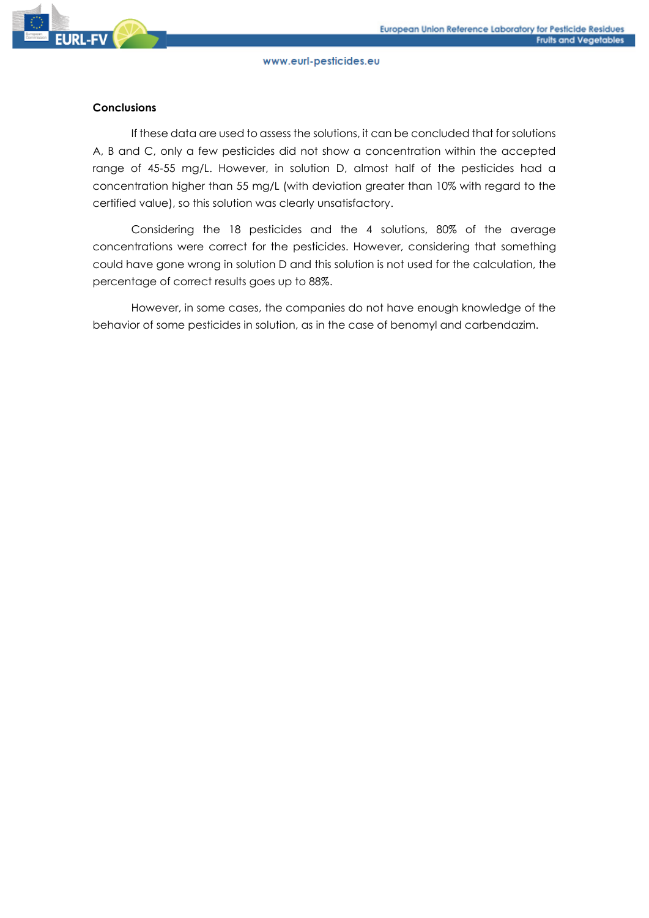## Conclusions

If these data are used to assess the solutions, it can be concluded that for solutions A, B and C, only a few pesticides did not show a concentration within the accepted range of 45-55 mg/L. However, in solution D, almost half of the pesticides had a concentration higher than 55 mg/L (with deviation greater than 10% with regard to the certified value), so this solution was clearly unsatisfactory.

Considering the 18 pesticides and the 4 solutions, 80% of the average concentrations were correct for the pesticides. However, considering that something could have gone wrong in solution D and this solution is not used for the calculation, the percentage of correct results goes up to 88%.

However, in some cases, the companies do not have enough knowledge of the behavior of some pesticides in solution, as in the case of benomyl and carbendazim.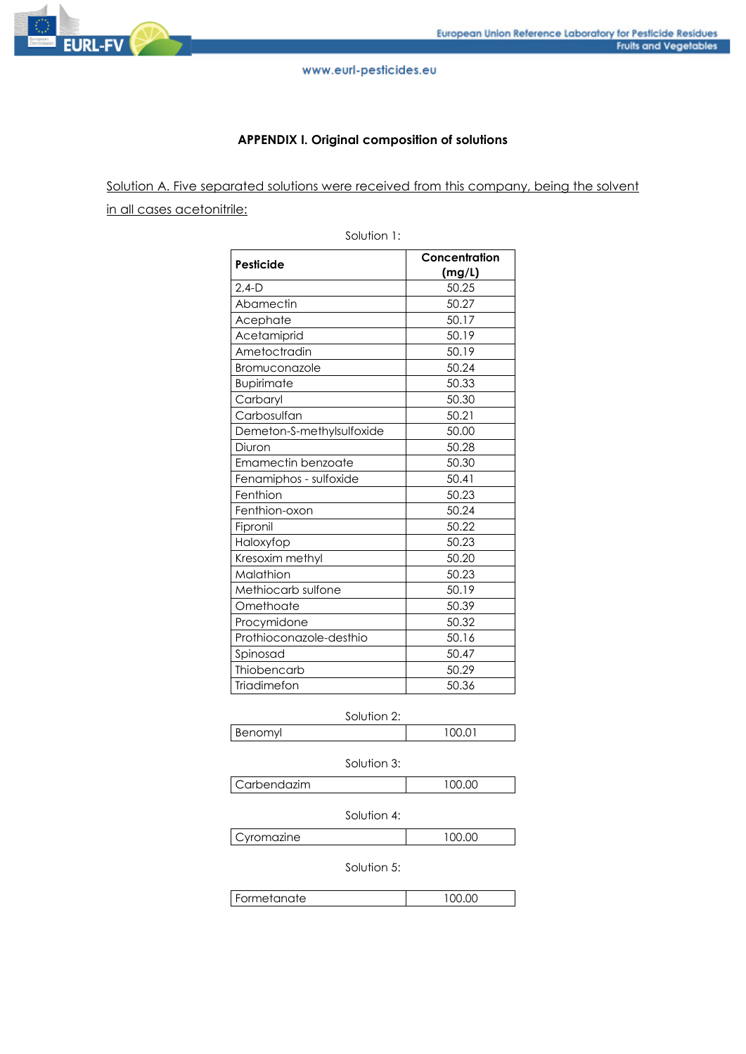## APPENDIX I. Original composition of solutions

Solution A. Five separated solutions were received from this company, being the solvent in all cases acetonitrile:

Solution 1:

| Pesticide | Concentration (mg/L) |
|---|---|
| 2,4-D | 50.25 |
| Abamectin | 50.27 |
| Acephate | 50.17 |
| Acetamiprid | 50.19 |
| Ametoctradin | 50.19 |
| Bromuconazole | 50.24 |
| Bupirimate | 50.33 |
| Carbaryl | 50.30 |
| Carbosulfan | 50.21 |
| Demeton-S-methylsulfoxide | 50.00 |
| Diuron | 50.28 |
| Emamectin benzoate | 50.30 |
| Fenamiphos - sulfoxide | 50.41 |
| Fenthion | 50.23 |
| Fenthion-oxon | 50.24 |
| Fipronil | 50.22 |
| Haloxyfop | 50.23 |
| Kresoxim methyl | 50.20 |
| Malathion | 50.23 |
| Methiocarb sulfone | 50.19 |
| Omethoate | 50.39 |
| Procymidone | 50.32 |
| Prothioconazole-desthio | 50.16 |
| Spinosad | 50.47 |
| Thiobencarb | 50.29 |
| Triadimefon | 50.36 |

Solution 2:

| Benomyl | 100.01 |
|---|---|

Solution 3:

| Carbendazim | 100.00 |
|---|---|

Solution 4:

| Cyromazine | 100.00 |
|---|---|

Solution 5:

| Formetanate | 100.00 |
|---|---|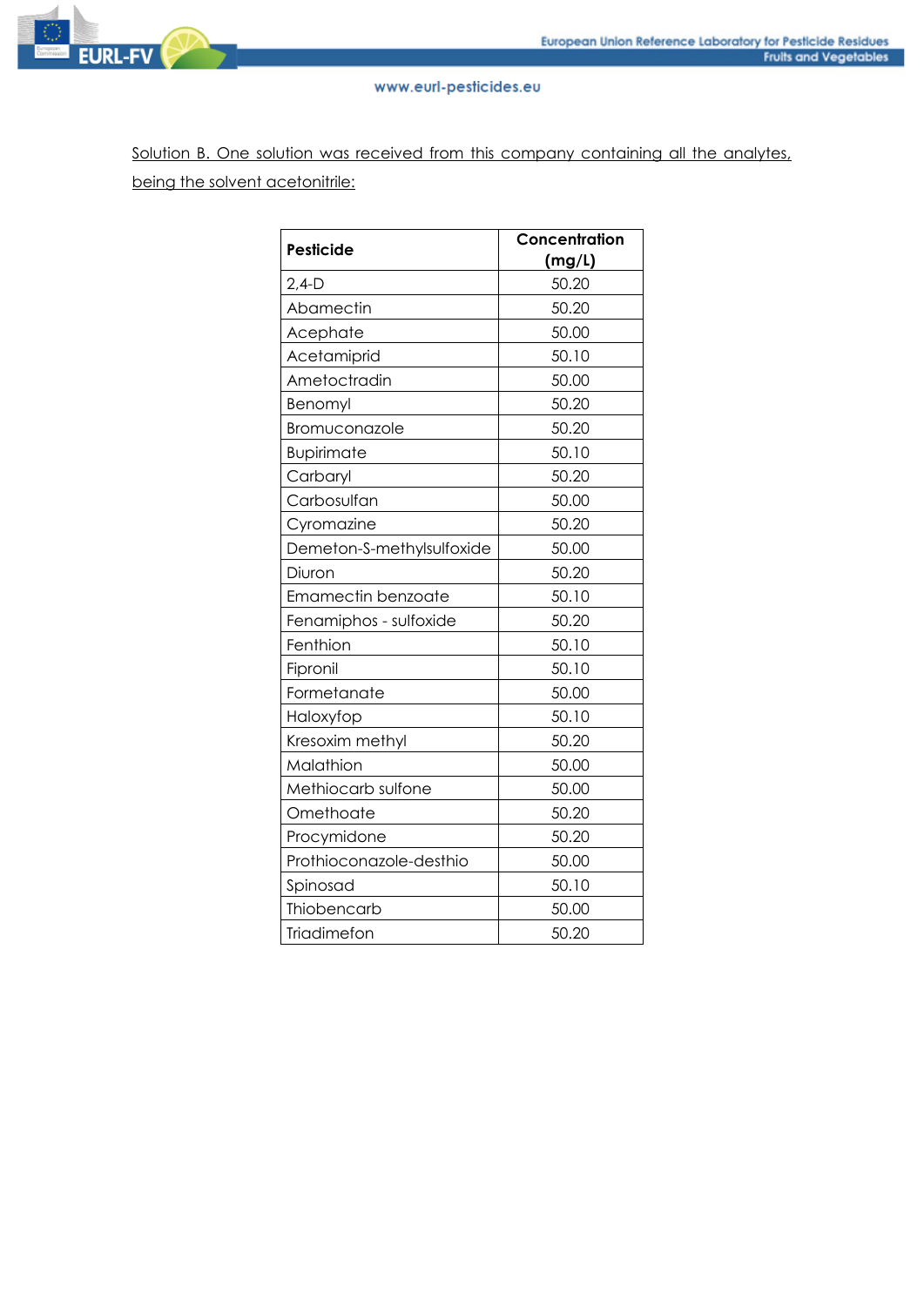Solution B. One solution was received from this company containing all the analytes, being the solvent acetonitrile:

| Pesticide | Concentration (mg/L) |
|---|---|
| 2,4-D | 50.20 |
| Abamectin | 50.20 |
| Acephate | 50.00 |
| Acetamiprid | 50.10 |
| Ametoctradin | 50.00 |
| Benomyl | 50.20 |
| Bromuconazole | 50.20 |
| Bupirimate | 50.10 |
| Carbaryl | 50.20 |
| Carbosulfan | 50.00 |
| Cyromazine | 50.20 |
| Demeton-S-methylsulfoxide | 50.00 |
| Diuron | 50.20 |
| Emamectin benzoate | 50.10 |
| Fenamiphos - sulfoxide | 50.20 |
| Fenthion | 50.10 |
| Fipronil | 50.10 |
| Formetanate | 50.00 |
| Haloxyfop | 50.10 |
| Kresoxim methyl | 50.20 |
| Malathion | 50.00 |
| Methiocarb sulfone | 50.00 |
| Omethoate | 50.20 |
| Procymidone | 50.20 |
| Prothioconazole-desthio | 50.00 |
| Spinosad | 50.10 |
| Thiobencarb | 50.00 |
| Triadimefon | 50.20 |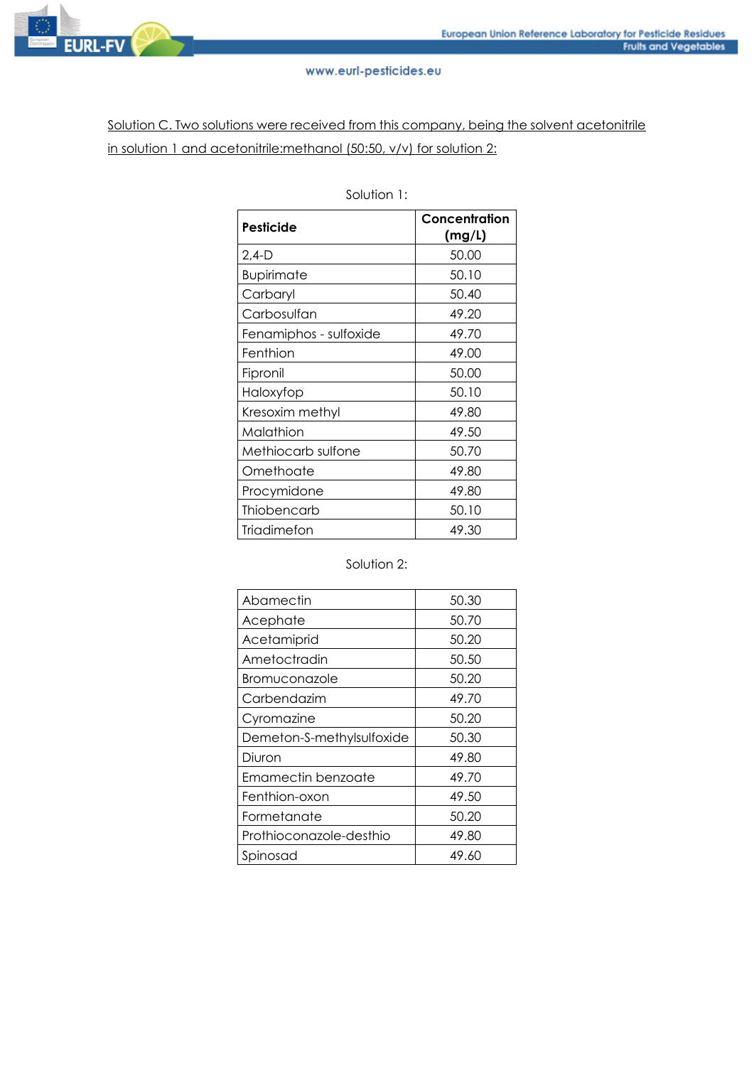Solution C. Two solutions were received from this company, being the solvent acetonitrile in solution 1 and acetonitrile:methanol (50:50, v/v) for solution 2:

Solution 1:

| Pesticide | Concentration (mg/L) |
|---|---|
| 2,4-D | 50.00 |
| Bupirimate | 50.10 |
| Carbaryl | 50.40 |
| Carbosulfan | 49.20 |
| Fenamiphos - sulfoxide | 49.70 |
| Fenthion | 49.00 |
| Fipronil | 50.00 |
| Haloxyfop | 50.10 |
| Kresoxim methyl | 49.80 |
| Malathion | 49.50 |
| Methiocarb sulfone | 50.70 |
| Omethoate | 49.80 |
| Procymidone | 49.80 |
| Thiobencarb | 50.10 |
| Triadimefon | 49.30 |

Solution 2:

| | |
|---|---|
| Abamectin | 50.30 |
| Acephate | 50.70 |
| Acetamiprid | 50.20 |
| Ametoctradin | 50.50 |
| Bromuconazole | 50.20 |
| Carbendazim | 49.70 |
| Cyromazine | 50.20 |
| Demeton-S-methylsulfoxide | 50.30 |
| Diuron | 49.80 |
| Emamectin benzoate | 49.70 |
| Fenthion-oxon | 49.50 |
| Formetanate | 50.20 |
| Prothioconazole-desthio | 49.80 |
| Spinosad | 49.60 |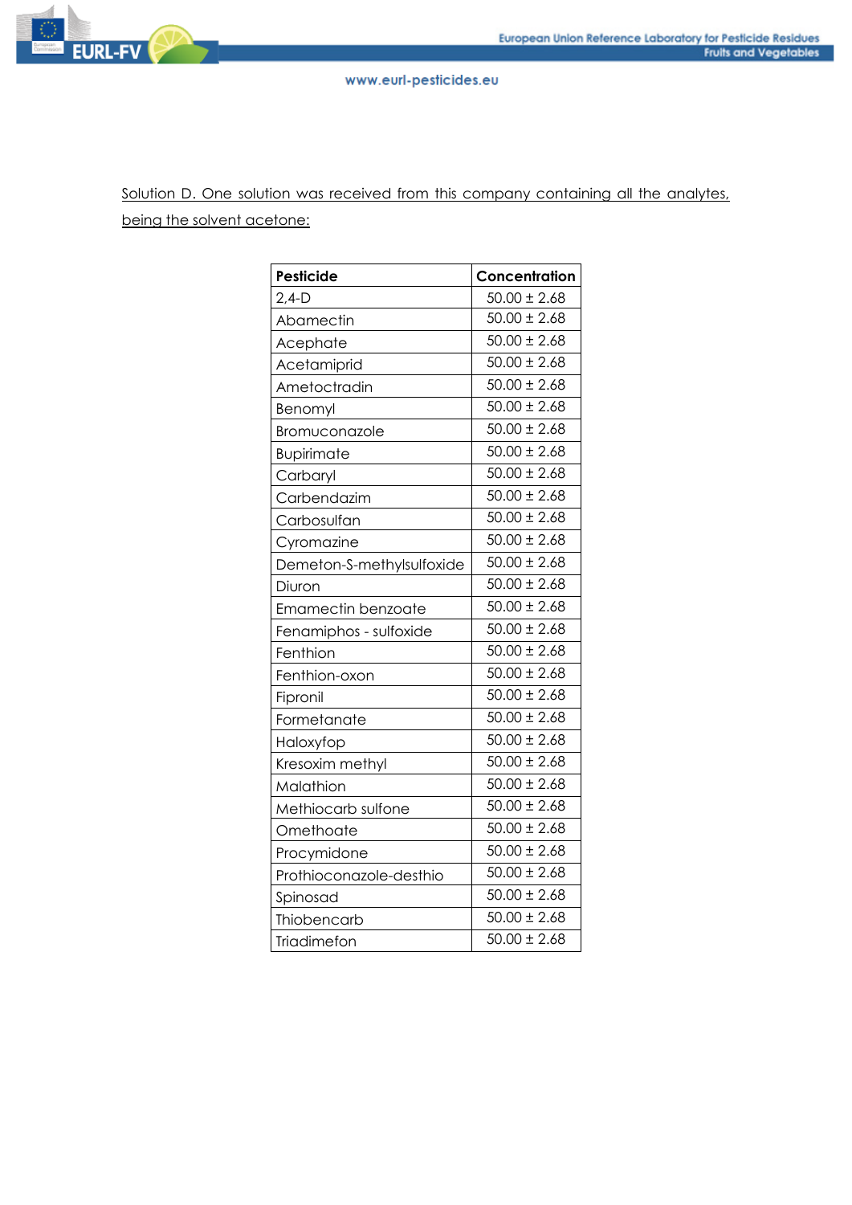Solution D. One solution was received from this company containing all the analytes, being the solvent acetone:

| Pesticide | Concentration |
|---|---|
| 2,4-D | 50.00 ± 2.68 |
| Abamectin | 50.00 ± 2.68 |
| Acephate | 50.00 ± 2.68 |
| Acetamiprid | 50.00 ± 2.68 |
| Ametoctradin | 50.00 ± 2.68 |
| Benomyl | 50.00 ± 2.68 |
| Bromuconazole | 50.00 ± 2.68 |
| Bupirimate | 50.00 ± 2.68 |
| Carbaryl | 50.00 ± 2.68 |
| Carbendazim | 50.00 ± 2.68 |
| Carbosulfan | 50.00 ± 2.68 |
| Cyromazine | 50.00 ± 2.68 |
| Demeton-S-methylsulfoxide | 50.00 ± 2.68 |
| Diuron | 50.00 ± 2.68 |
| Emamectin benzoate | 50.00 ± 2.68 |
| Fenamiphos - sulfoxide | 50.00 ± 2.68 |
| Fenthion | 50.00 ± 2.68 |
| Fenthion-oxon | 50.00 ± 2.68 |
| Fipronil | 50.00 ± 2.68 |
| Formetanate | 50.00 ± 2.68 |
| Haloxyfop | 50.00 ± 2.68 |
| Kresoxim methyl | 50.00 ± 2.68 |
| Malathion | 50.00 ± 2.68 |
| Methiocarb sulfone | 50.00 ± 2.68 |
| Omethoate | 50.00 ± 2.68 |
| Procymidone | 50.00 ± 2.68 |
| Prothioconazole-desthio | 50.00 ± 2.68 |
| Spinosad | 50.00 ± 2.68 |
| Thiobencarb | 50.00 ± 2.68 |
| Triadimefon | 50.00 ± 2.68 |